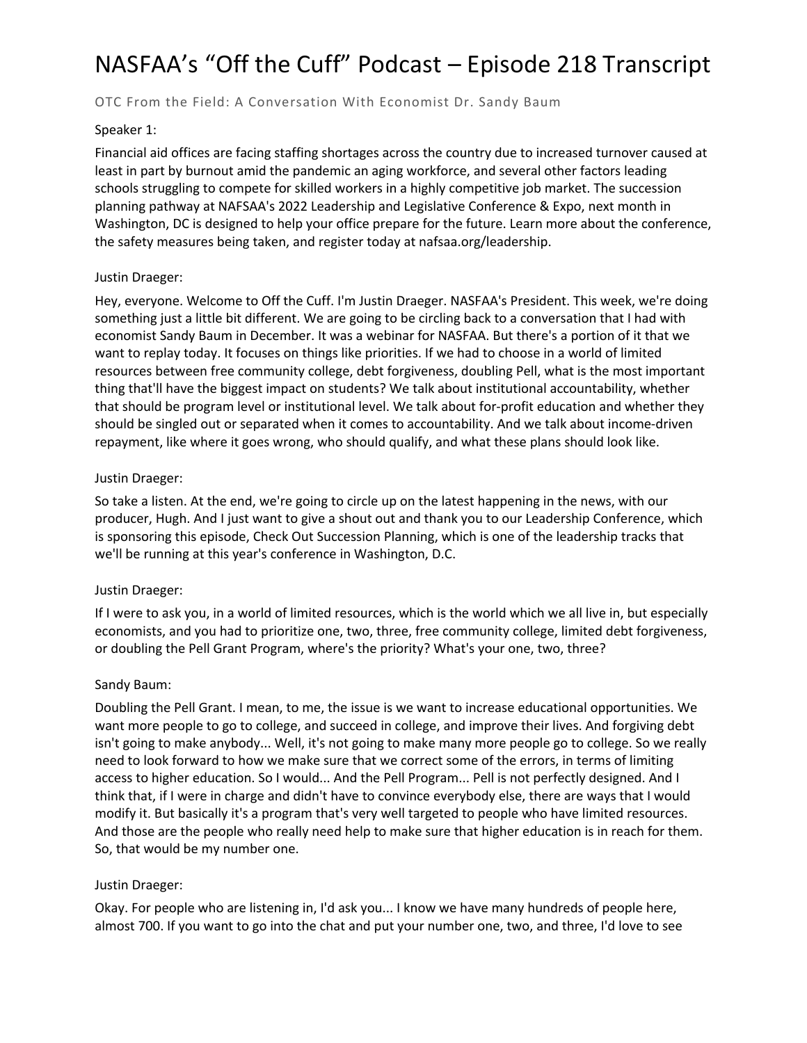# NASFAA's "Off the Cuff" Podcast – Episode 218 Transcript

OTC From the Field: A Conversation With Economist Dr. Sandy Baum

Speaker 1:

Financial aid offices are facing staffing shortages across the country due to increased turnover caused at least in part by burnout amid the pandemic an aging workforce, and several other factors leading schools struggling to compete for skilled workers in a highly competitive job market. The succession planning pathway at NAFSAA's 2022 Leadership and Legislative Conference & Expo, next month in Washington, DC is designed to help your office prepare for the future. Learn more about the conference, the safety measures being taken, and register today at nafsaa.org/leadership.

Justin Draeger:

Hey, everyone. Welcome to Off the Cuff. I'm Justin Draeger. NASFAA's President. This week, we're doing something just a little bit different. We are going to be circling back to a conversation that I had with economist Sandy Baum in December. It was a webinar for NASFAA. But there's a portion of it that we want to replay today. It focuses on things like priorities. If we had to choose in a world of limited resources between free community college, debt forgiveness, doubling Pell, what is the most important thing that'll have the biggest impact on students? We talk about institutional accountability, whether that should be program level or institutional level. We talk about for-profit education and whether they should be singled out or separated when it comes to accountability. And we talk about income-driven repayment, like where it goes wrong, who should qualify, and what these plans should look like.

Justin Draeger:

So take a listen. At the end, we're going to circle up on the latest happening in the news, with our producer, Hugh. And I just want to give a shout out and thank you to our Leadership Conference, which is sponsoring this episode, Check Out Succession Planning, which is one of the leadership tracks that we'll be running at this year's conference in Washington, D.C.

Justin Draeger:

If I were to ask you, in a world of limited resources, which is the world which we all live in, but especially economists, and you had to prioritize one, two, three, free community college, limited debt forgiveness, or doubling the Pell Grant Program, where's the priority? What's your one, two, three?

Sandy Baum:

Doubling the Pell Grant. I mean, to me, the issue is we want to increase educational opportunities. We want more people to go to college, and succeed in college, and improve their lives. And forgiving debt isn't going to make anybody... Well, it's not going to make many more people go to college. So we really need to look forward to how we make sure that we correct some of the errors, in terms of limiting access to higher education. So I would... And the Pell Program... Pell is not perfectly designed. And I think that, if I were in charge and didn't have to convince everybody else, there are ways that I would modify it. But basically it's a program that's very well targeted to people who have limited resources. And those are the people who really need help to make sure that higher education is in reach for them. So, that would be my number one.

Justin Draeger:

Okay. For people who are listening in, I'd ask you... I know we have many hundreds of people here, almost 700. If you want to go into the chat and put your number one, two, and three, I'd love to see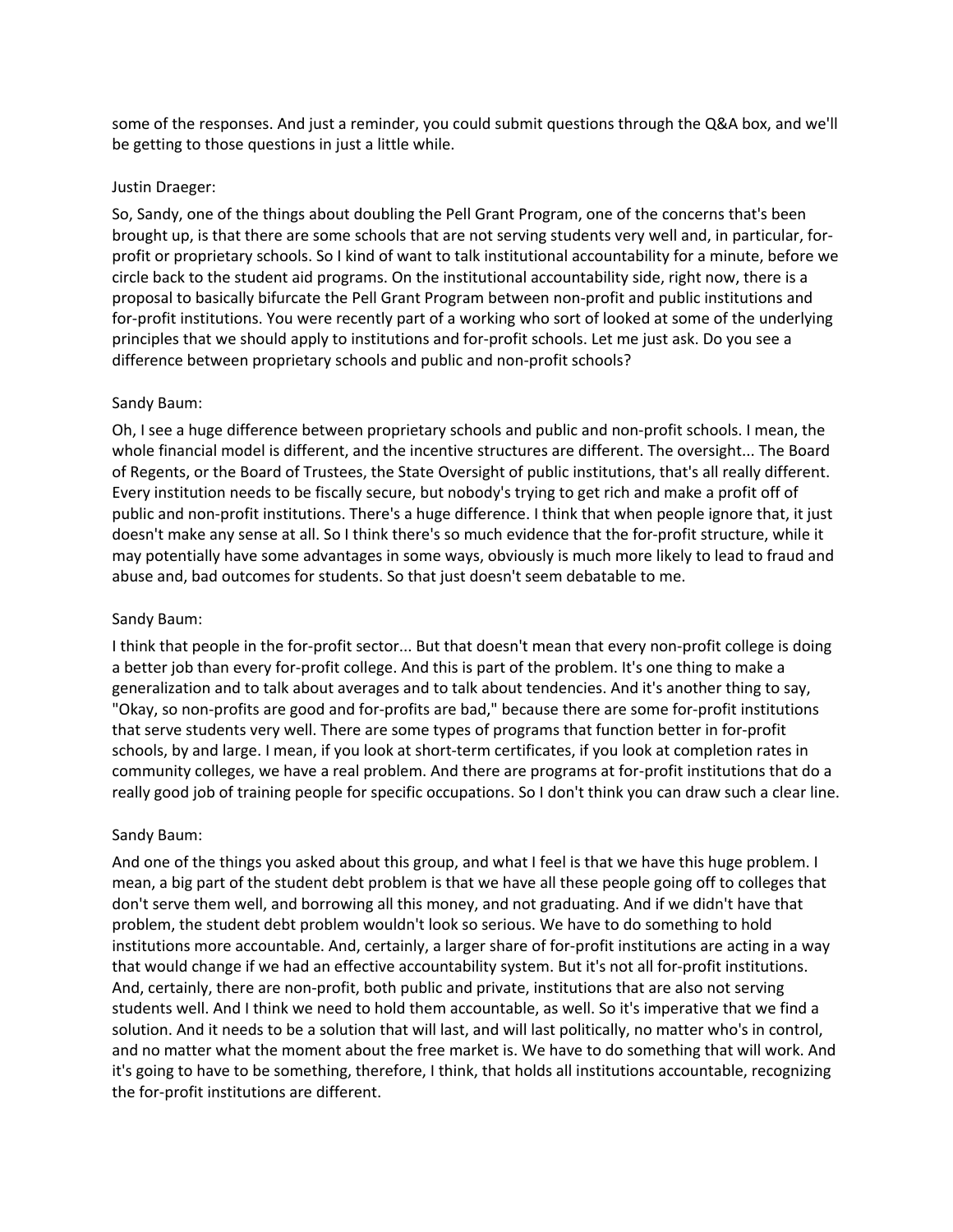some of the responses. And just a reminder, you could submit questions through the Q&A box, and we'll be getting to those questions in just a little while.

Justin Draeger:

So, Sandy, one of the things about doubling the Pell Grant Program, one of the concerns that's been brought up, is that there are some schools that are not serving students very well and, in particular, for-profit or proprietary schools. So I kind of want to talk institutional accountability for a minute, before we circle back to the student aid programs. On the institutional accountability side, right now, there is a proposal to basically bifurcate the Pell Grant Program between non-profit and public institutions and for-profit institutions. You were recently part of a working who sort of looked at some of the underlying principles that we should apply to institutions and for-profit schools. Let me just ask. Do you see a difference between proprietary schools and public and non-profit schools?

Sandy Baum:

Oh, I see a huge difference between proprietary schools and public and non-profit schools. I mean, the whole financial model is different, and the incentive structures are different. The oversight... The Board of Regents, or the Board of Trustees, the State Oversight of public institutions, that's all really different. Every institution needs to be fiscally secure, but nobody's trying to get rich and make a profit off of public and non-profit institutions. There's a huge difference. I think that when people ignore that, it just doesn't make any sense at all. So I think there's so much evidence that the for-profit structure, while it may potentially have some advantages in some ways, obviously is much more likely to lead to fraud and abuse and, bad outcomes for students. So that just doesn't seem debatable to me.

Sandy Baum:

I think that people in the for-profit sector... But that doesn't mean that every non-profit college is doing a better job than every for-profit college. And this is part of the problem. It's one thing to make a generalization and to talk about averages and to talk about tendencies. And it's another thing to say, "Okay, so non-profits are good and for-profits are bad," because there are some for-profit institutions that serve students very well. There are some types of programs that function better in for-profit schools, by and large. I mean, if you look at short-term certificates, if you look at completion rates in community colleges, we have a real problem. And there are programs at for-profit institutions that do a really good job of training people for specific occupations. So I don't think you can draw such a clear line.

Sandy Baum:

And one of the things you asked about this group, and what I feel is that we have this huge problem. I mean, a big part of the student debt problem is that we have all these people going off to colleges that don't serve them well, and borrowing all this money, and not graduating. And if we didn't have that problem, the student debt problem wouldn't look so serious. We have to do something to hold institutions more accountable. And, certainly, a larger share of for-profit institutions are acting in a way that would change if we had an effective accountability system. But it's not all for-profit institutions. And, certainly, there are non-profit, both public and private, institutions that are also not serving students well. And I think we need to hold them accountable, as well. So it's imperative that we find a solution. And it needs to be a solution that will last, and will last politically, no matter who's in control, and no matter what the moment about the free market is. We have to do something that will work. And it's going to have to be something, therefore, I think, that holds all institutions accountable, recognizing the for-profit institutions are different.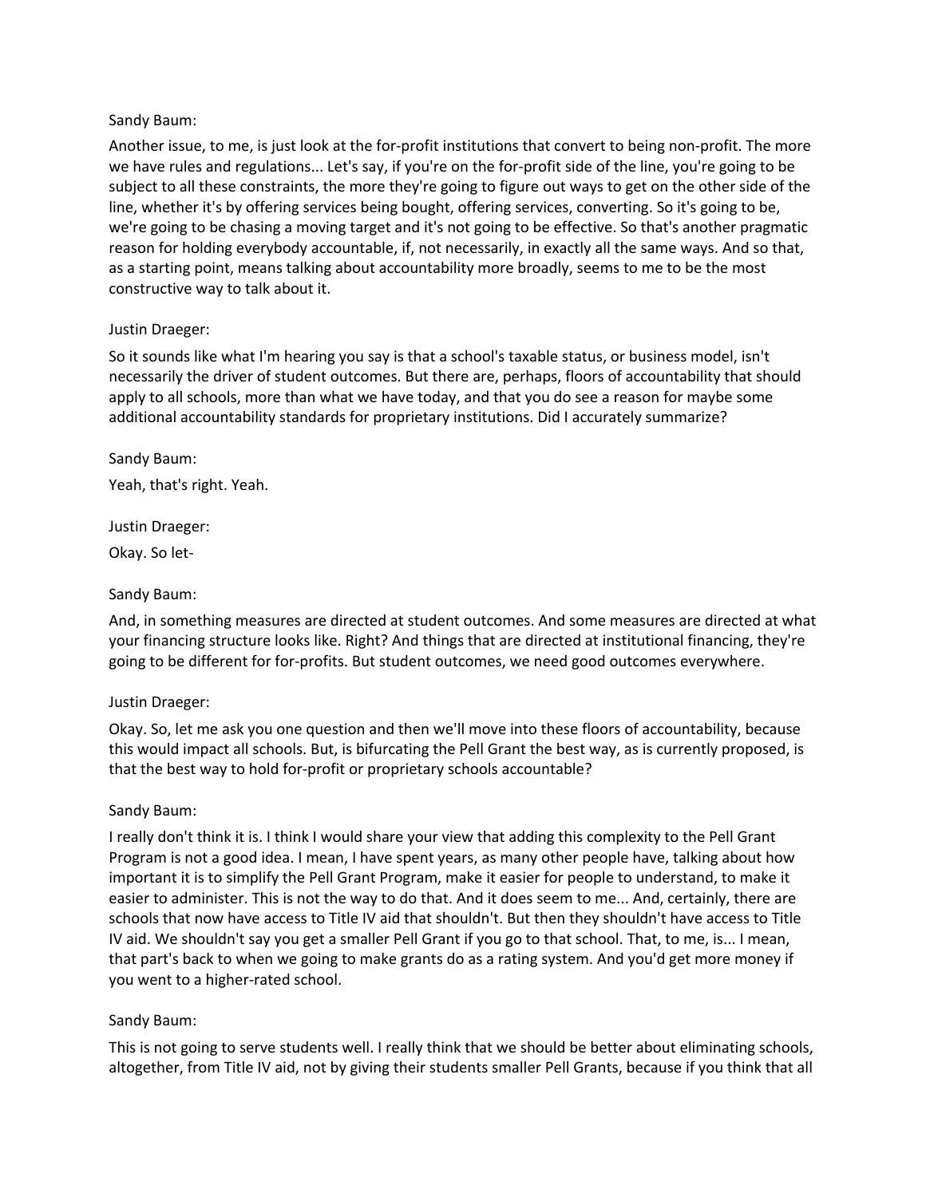Sandy Baum:

Another issue, to me, is just look at the for-profit institutions that convert to being non-profit. The more we have rules and regulations... Let's say, if you're on the for-profit side of the line, you're going to be subject to all these constraints, the more they're going to figure out ways to get on the other side of the line, whether it's by offering services being bought, offering services, converting. So it's going to be, we're going to be chasing a moving target and it's not going to be effective. So that's another pragmatic reason for holding everybody accountable, if, not necessarily, in exactly all the same ways. And so that, as a starting point, means talking about accountability more broadly, seems to me to be the most constructive way to talk about it.

Justin Draeger:

So it sounds like what I'm hearing you say is that a school's taxable status, or business model, isn't necessarily the driver of student outcomes. But there are, perhaps, floors of accountability that should apply to all schools, more than what we have today, and that you do see a reason for maybe some additional accountability standards for proprietary institutions. Did I accurately summarize?

Sandy Baum:

Yeah, that's right. Yeah.

Justin Draeger:

Okay. So let-

Sandy Baum:

And, in something measures are directed at student outcomes. And some measures are directed at what your financing structure looks like. Right? And things that are directed at institutional financing, they're going to be different for for-profits. But student outcomes, we need good outcomes everywhere.

Justin Draeger:

Okay. So, let me ask you one question and then we'll move into these floors of accountability, because this would impact all schools. But, is bifurcating the Pell Grant the best way, as is currently proposed, is that the best way to hold for-profit or proprietary schools accountable?

Sandy Baum:

I really don't think it is. I think I would share your view that adding this complexity to the Pell Grant Program is not a good idea. I mean, I have spent years, as many other people have, talking about how important it is to simplify the Pell Grant Program, make it easier for people to understand, to make it easier to administer. This is not the way to do that. And it does seem to me... And, certainly, there are schools that now have access to Title IV aid that shouldn't. But then they shouldn't have access to Title IV aid. We shouldn't say you get a smaller Pell Grant if you go to that school. That, to me, is... I mean, that part's back to when we going to make grants do as a rating system. And you'd get more money if you went to a higher-rated school.

Sandy Baum:

This is not going to serve students well. I really think that we should be better about eliminating schools, altogether, from Title IV aid, not by giving their students smaller Pell Grants, because if you think that all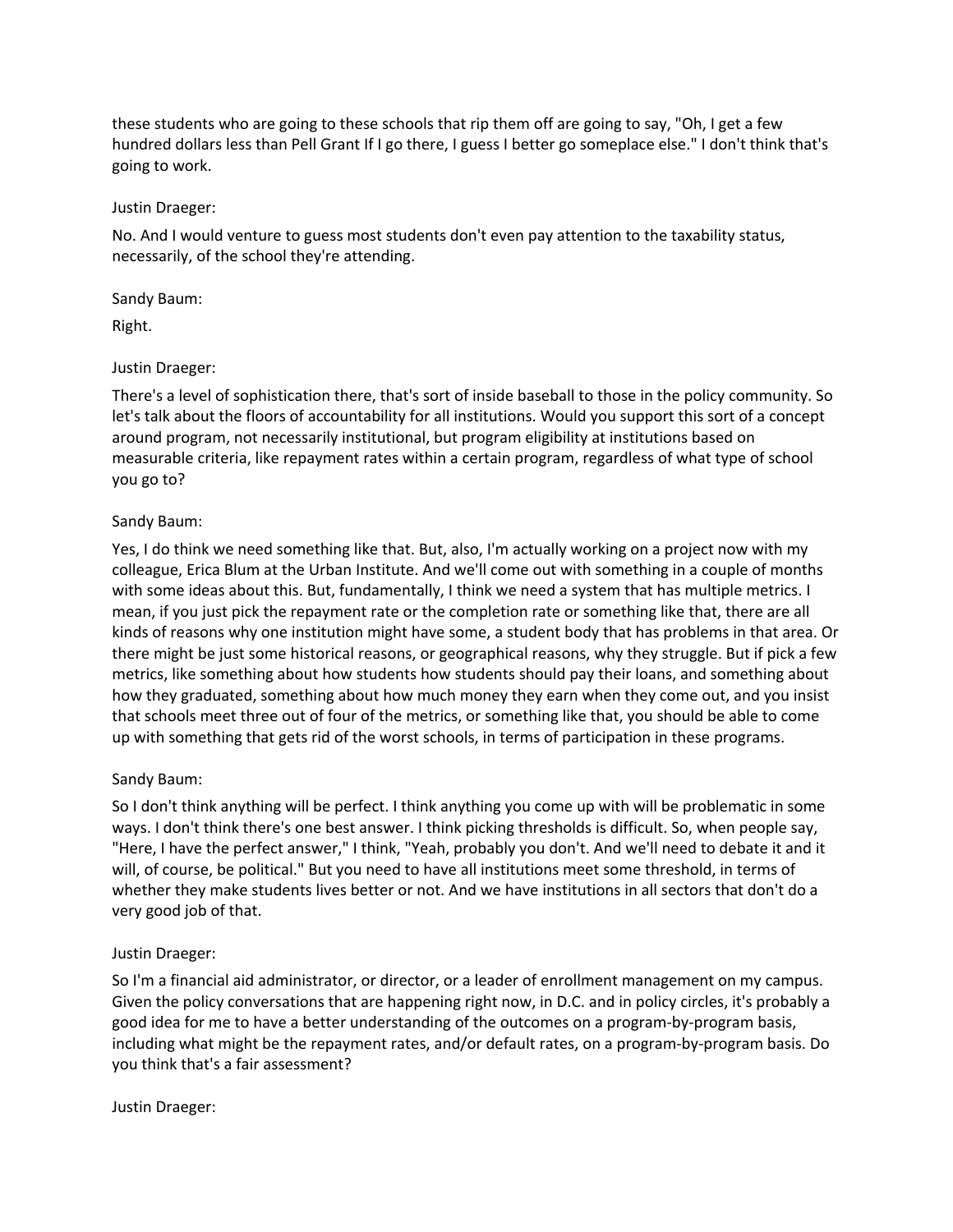these students who are going to these schools that rip them off are going to say, "Oh, I get a few hundred dollars less than Pell Grant If I go there, I guess I better go someplace else." I don't think that's going to work.

Justin Draeger:

No. And I would venture to guess most students don't even pay attention to the taxability status, necessarily, of the school they're attending.

Sandy Baum:

Right.

Justin Draeger:

There's a level of sophistication there, that's sort of inside baseball to those in the policy community. So let's talk about the floors of accountability for all institutions. Would you support this sort of a concept around program, not necessarily institutional, but program eligibility at institutions based on measurable criteria, like repayment rates within a certain program, regardless of what type of school you go to?

Sandy Baum:

Yes, I do think we need something like that. But, also, I'm actually working on a project now with my colleague, Erica Blum at the Urban Institute. And we'll come out with something in a couple of months with some ideas about this. But, fundamentally, I think we need a system that has multiple metrics. I mean, if you just pick the repayment rate or the completion rate or something like that, there are all kinds of reasons why one institution might have some, a student body that has problems in that area. Or there might be just some historical reasons, or geographical reasons, why they struggle. But if pick a few metrics, like something about how students how students should pay their loans, and something about how they graduated, something about how much money they earn when they come out, and you insist that schools meet three out of four of the metrics, or something like that, you should be able to come up with something that gets rid of the worst schools, in terms of participation in these programs.

Sandy Baum:

So I don't think anything will be perfect. I think anything you come up with will be problematic in some ways. I don't think there's one best answer. I think picking thresholds is difficult. So, when people say, "Here, I have the perfect answer," I think, "Yeah, probably you don't. And we'll need to debate it and it will, of course, be political." But you need to have all institutions meet some threshold, in terms of whether they make students lives better or not. And we have institutions in all sectors that don't do a very good job of that.

Justin Draeger:

So I'm a financial aid administrator, or director, or a leader of enrollment management on my campus. Given the policy conversations that are happening right now, in D.C. and in policy circles, it's probably a good idea for me to have a better understanding of the outcomes on a program-by-program basis, including what might be the repayment rates, and/or default rates, on a program-by-program basis. Do you think that's a fair assessment?

Justin Draeger: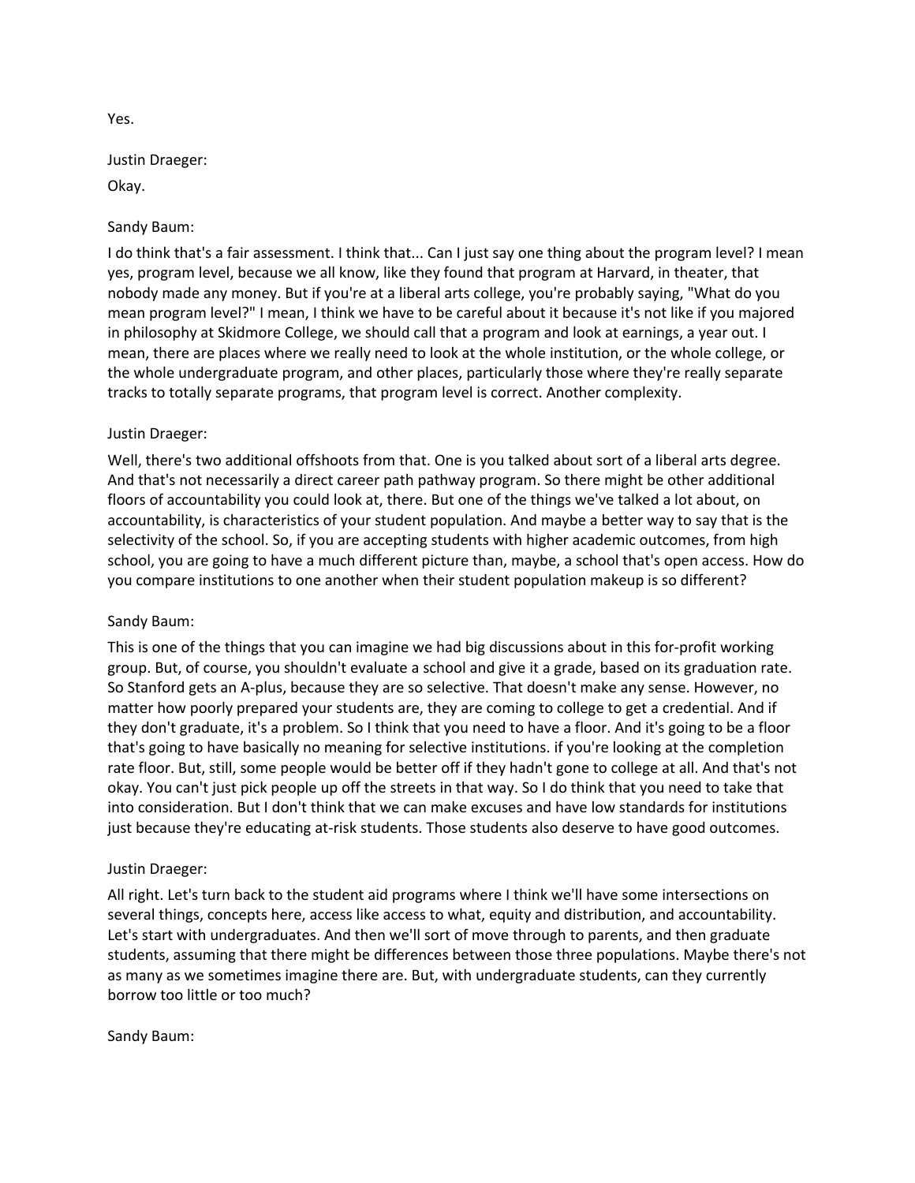Yes.

Justin Draeger:

Okay.

Sandy Baum:

I do think that's a fair assessment. I think that... Can I just say one thing about the program level? I mean yes, program level, because we all know, like they found that program at Harvard, in theater, that nobody made any money. But if you're at a liberal arts college, you're probably saying, "What do you mean program level?" I mean, I think we have to be careful about it because it's not like if you majored in philosophy at Skidmore College, we should call that a program and look at earnings, a year out. I mean, there are places where we really need to look at the whole institution, or the whole college, or the whole undergraduate program, and other places, particularly those where they're really separate tracks to totally separate programs, that program level is correct. Another complexity.

Justin Draeger:

Well, there's two additional offshoots from that. One is you talked about sort of a liberal arts degree. And that's not necessarily a direct career path pathway program. So there might be other additional floors of accountability you could look at, there. But one of the things we've talked a lot about, on accountability, is characteristics of your student population. And maybe a better way to say that is the selectivity of the school. So, if you are accepting students with higher academic outcomes, from high school, you are going to have a much different picture than, maybe, a school that's open access. How do you compare institutions to one another when their student population makeup is so different?

Sandy Baum:

This is one of the things that you can imagine we had big discussions about in this for-profit working group. But, of course, you shouldn't evaluate a school and give it a grade, based on its graduation rate. So Stanford gets an A-plus, because they are so selective. That doesn't make any sense. However, no matter how poorly prepared your students are, they are coming to college to get a credential. And if they don't graduate, it's a problem. So I think that you need to have a floor. And it's going to be a floor that's going to have basically no meaning for selective institutions. if you're looking at the completion rate floor. But, still, some people would be better off if they hadn't gone to college at all. And that's not okay. You can't just pick people up off the streets in that way. So I do think that you need to take that into consideration. But I don't think that we can make excuses and have low standards for institutions just because they're educating at-risk students. Those students also deserve to have good outcomes.

Justin Draeger:

All right. Let's turn back to the student aid programs where I think we'll have some intersections on several things, concepts here, access like access to what, equity and distribution, and accountability. Let's start with undergraduates. And then we'll sort of move through to parents, and then graduate students, assuming that there might be differences between those three populations. Maybe there's not as many as we sometimes imagine there are. But, with undergraduate students, can they currently borrow too little or too much?

Sandy Baum: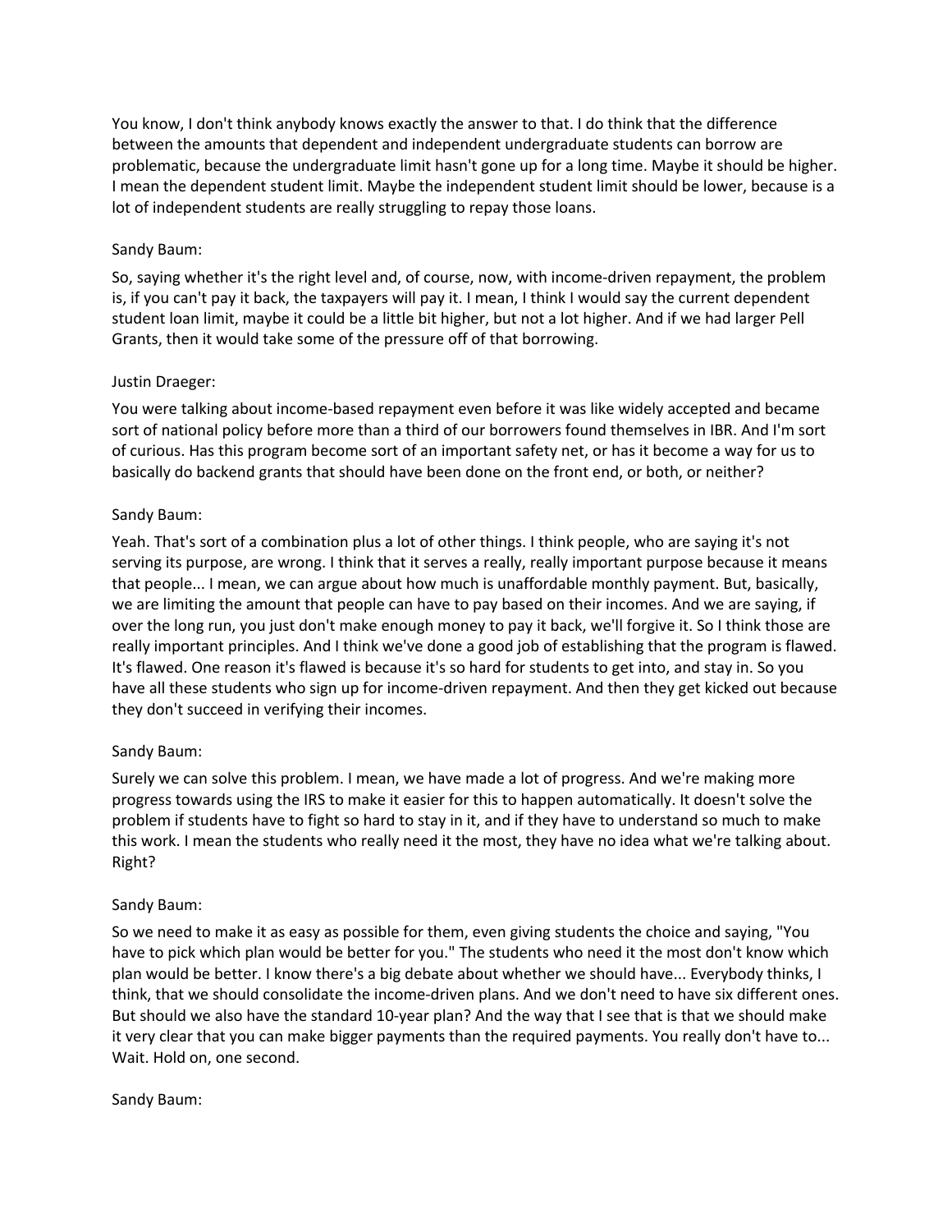You know, I don't think anybody knows exactly the answer to that. I do think that the difference between the amounts that dependent and independent undergraduate students can borrow are problematic, because the undergraduate limit hasn't gone up for a long time. Maybe it should be higher. I mean the dependent student limit. Maybe the independent student limit should be lower, because is a lot of independent students are really struggling to repay those loans.

Sandy Baum:

So, saying whether it's the right level and, of course, now, with income-driven repayment, the problem is, if you can't pay it back, the taxpayers will pay it. I mean, I think I would say the current dependent student loan limit, maybe it could be a little bit higher, but not a lot higher. And if we had larger Pell Grants, then it would take some of the pressure off of that borrowing.

Justin Draeger:

You were talking about income-based repayment even before it was like widely accepted and became sort of national policy before more than a third of our borrowers found themselves in IBR. And I'm sort of curious. Has this program become sort of an important safety net, or has it become a way for us to basically do backend grants that should have been done on the front end, or both, or neither?

Sandy Baum:

Yeah. That's sort of a combination plus a lot of other things. I think people, who are saying it's not serving its purpose, are wrong. I think that it serves a really, really important purpose because it means that people... I mean, we can argue about how much is unaffordable monthly payment. But, basically, we are limiting the amount that people can have to pay based on their incomes. And we are saying, if over the long run, you just don't make enough money to pay it back, we'll forgive it. So I think those are really important principles. And I think we've done a good job of establishing that the program is flawed. It's flawed. One reason it's flawed is because it's so hard for students to get into, and stay in. So you have all these students who sign up for income-driven repayment. And then they get kicked out because they don't succeed in verifying their incomes.

Sandy Baum:

Surely we can solve this problem. I mean, we have made a lot of progress. And we're making more progress towards using the IRS to make it easier for this to happen automatically. It doesn't solve the problem if students have to fight so hard to stay in it, and if they have to understand so much to make this work. I mean the students who really need it the most, they have no idea what we're talking about. Right?

Sandy Baum:

So we need to make it as easy as possible for them, even giving students the choice and saying, "You have to pick which plan would be better for you." The students who need it the most don't know which plan would be better. I know there's a big debate about whether we should have... Everybody thinks, I think, that we should consolidate the income-driven plans. And we don't need to have six different ones. But should we also have the standard 10-year plan? And the way that I see that is that we should make it very clear that you can make bigger payments than the required payments. You really don't have to... Wait. Hold on, one second.

Sandy Baum: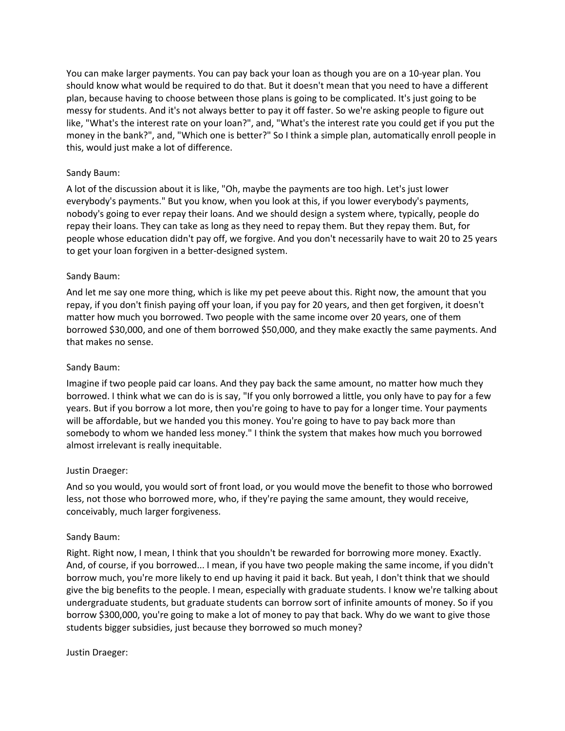You can make larger payments. You can pay back your loan as though you are on a 10-year plan. You should know what would be required to do that. But it doesn't mean that you need to have a different plan, because having to choose between those plans is going to be complicated. It's just going to be messy for students. And it's not always better to pay it off faster. So we're asking people to figure out like, "What's the interest rate on your loan?", and, "What's the interest rate you could get if you put the money in the bank?", and, "Which one is better?" So I think a simple plan, automatically enroll people in this, would just make a lot of difference.

Sandy Baum:

A lot of the discussion about it is like, "Oh, maybe the payments are too high. Let's just lower everybody's payments." But you know, when you look at this, if you lower everybody's payments, nobody's going to ever repay their loans. And we should design a system where, typically, people do repay their loans. They can take as long as they need to repay them. But they repay them. But, for people whose education didn't pay off, we forgive. And you don't necessarily have to wait 20 to 25 years to get your loan forgiven in a better-designed system.

Sandy Baum:

And let me say one more thing, which is like my pet peeve about this. Right now, the amount that you repay, if you don't finish paying off your loan, if you pay for 20 years, and then get forgiven, it doesn't matter how much you borrowed. Two people with the same income over 20 years, one of them borrowed $30,000, and one of them borrowed $50,000, and they make exactly the same payments. And that makes no sense.

Sandy Baum:

Imagine if two people paid car loans. And they pay back the same amount, no matter how much they borrowed. I think what we can do is is say, "If you only borrowed a little, you only have to pay for a few years. But if you borrow a lot more, then you're going to have to pay for a longer time. Your payments will be affordable, but we handed you this money. You're going to have to pay back more than somebody to whom we handed less money." I think the system that makes how much you borrowed almost irrelevant is really inequitable.

Justin Draeger:

And so you would, you would sort of front load, or you would move the benefit to those who borrowed less, not those who borrowed more, who, if they're paying the same amount, they would receive, conceivably, much larger forgiveness.

Sandy Baum:

Right. Right now, I mean, I think that you shouldn't be rewarded for borrowing more money. Exactly. And, of course, if you borrowed... I mean, if you have two people making the same income, if you didn't borrow much, you're more likely to end up having it paid it back. But yeah, I don't think that we should give the big benefits to the people. I mean, especially with graduate students. I know we're talking about undergraduate students, but graduate students can borrow sort of infinite amounts of money. So if you borrow $300,000, you're going to make a lot of money to pay that back. Why do we want to give those students bigger subsidies, just because they borrowed so much money?

Justin Draeger: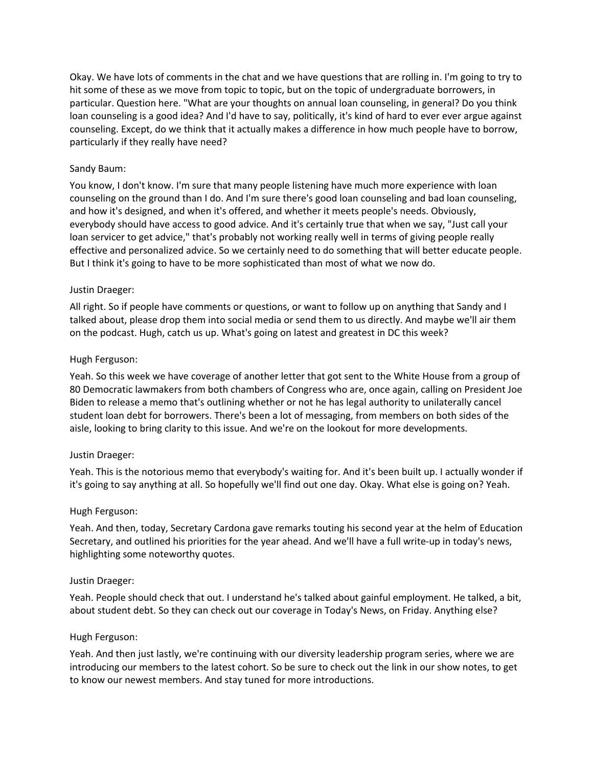Okay. We have lots of comments in the chat and we have questions that are rolling in. I'm going to try to hit some of these as we move from topic to topic, but on the topic of undergraduate borrowers, in particular. Question here. "What are your thoughts on annual loan counseling, in general? Do you think loan counseling is a good idea? And I'd have to say, politically, it's kind of hard to ever ever argue against counseling. Except, do we think that it actually makes a difference in how much people have to borrow, particularly if they really have need?

Sandy Baum:

You know, I don't know. I'm sure that many people listening have much more experience with loan counseling on the ground than I do. And I'm sure there's good loan counseling and bad loan counseling, and how it's designed, and when it's offered, and whether it meets people's needs. Obviously, everybody should have access to good advice. And it's certainly true that when we say, "Just call your loan servicer to get advice," that's probably not working really well in terms of giving people really effective and personalized advice. So we certainly need to do something that will better educate people. But I think it's going to have to be more sophisticated than most of what we now do.

Justin Draeger:

All right. So if people have comments or questions, or want to follow up on anything that Sandy and I talked about, please drop them into social media or send them to us directly. And maybe we'll air them on the podcast. Hugh, catch us up. What's going on latest and greatest in DC this week?

Hugh Ferguson:

Yeah. So this week we have coverage of another letter that got sent to the White House from a group of 80 Democratic lawmakers from both chambers of Congress who are, once again, calling on President Joe Biden to release a memo that's outlining whether or not he has legal authority to unilaterally cancel student loan debt for borrowers. There's been a lot of messaging, from members on both sides of the aisle, looking to bring clarity to this issue. And we're on the lookout for more developments.

Justin Draeger:

Yeah. This is the notorious memo that everybody's waiting for. And it's been built up. I actually wonder if it's going to say anything at all. So hopefully we'll find out one day. Okay. What else is going on? Yeah.

Hugh Ferguson:

Yeah. And then, today, Secretary Cardona gave remarks touting his second year at the helm of Education Secretary, and outlined his priorities for the year ahead. And we'll have a full write-up in today's news, highlighting some noteworthy quotes.

Justin Draeger:

Yeah. People should check that out. I understand he's talked about gainful employment. He talked, a bit, about student debt. So they can check out our coverage in Today's News, on Friday. Anything else?

Hugh Ferguson:

Yeah. And then just lastly, we're continuing with our diversity leadership program series, where we are introducing our members to the latest cohort. So be sure to check out the link in our show notes, to get to know our newest members. And stay tuned for more introductions.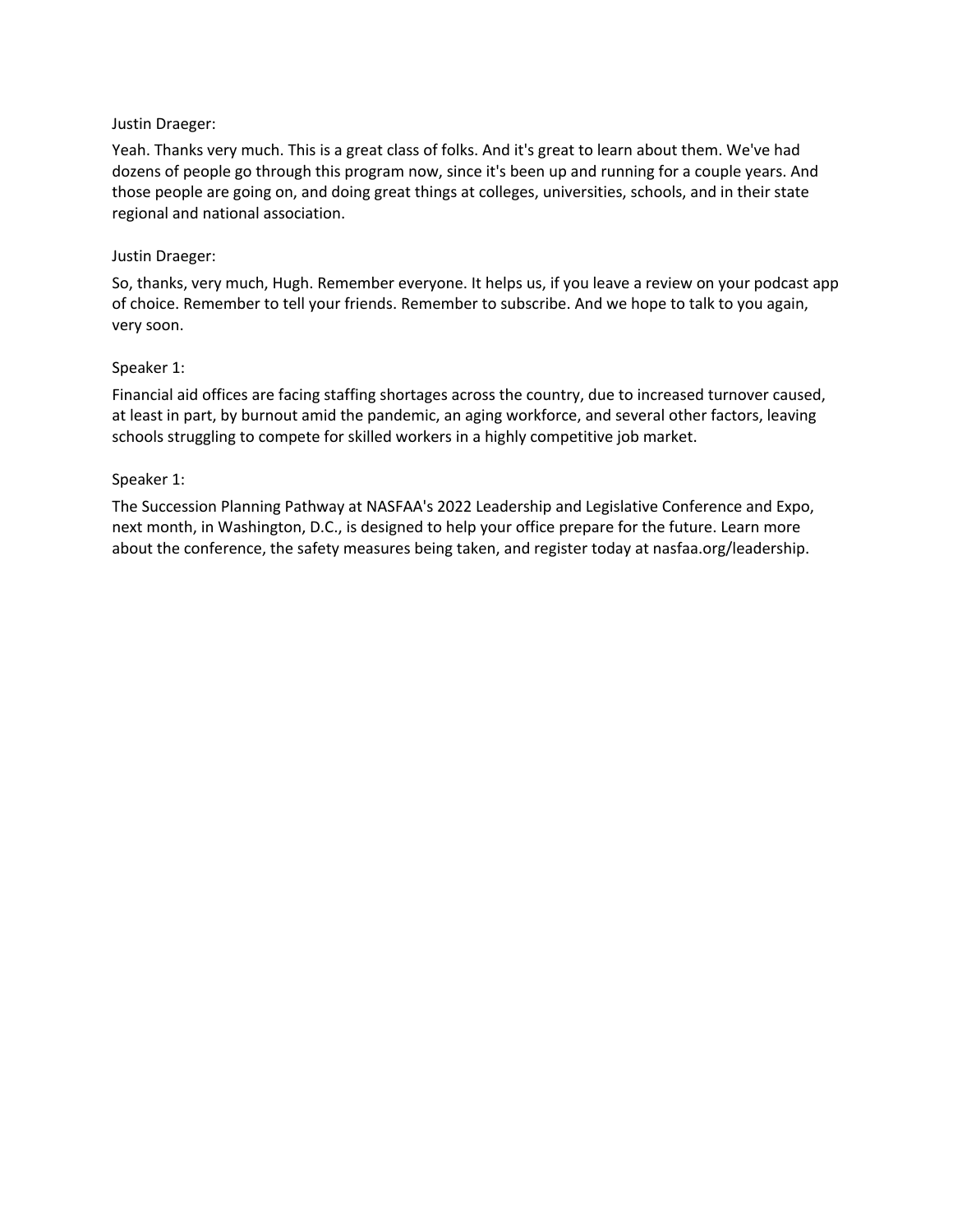Justin Draeger:

Yeah. Thanks very much. This is a great class of folks. And it's great to learn about them. We've had dozens of people go through this program now, since it's been up and running for a couple years. And those people are going on, and doing great things at colleges, universities, schools, and in their state regional and national association.

Justin Draeger:

So, thanks, very much, Hugh. Remember everyone. It helps us, if you leave a review on your podcast app of choice. Remember to tell your friends. Remember to subscribe. And we hope to talk to you again, very soon.

Speaker 1:

Financial aid offices are facing staffing shortages across the country, due to increased turnover caused, at least in part, by burnout amid the pandemic, an aging workforce, and several other factors, leaving schools struggling to compete for skilled workers in a highly competitive job market.

Speaker 1:

The Succession Planning Pathway at NASFAA's 2022 Leadership and Legislative Conference and Expo, next month, in Washington, D.C., is designed to help your office prepare for the future. Learn more about the conference, the safety measures being taken, and register today at nasfaa.org/leadership.